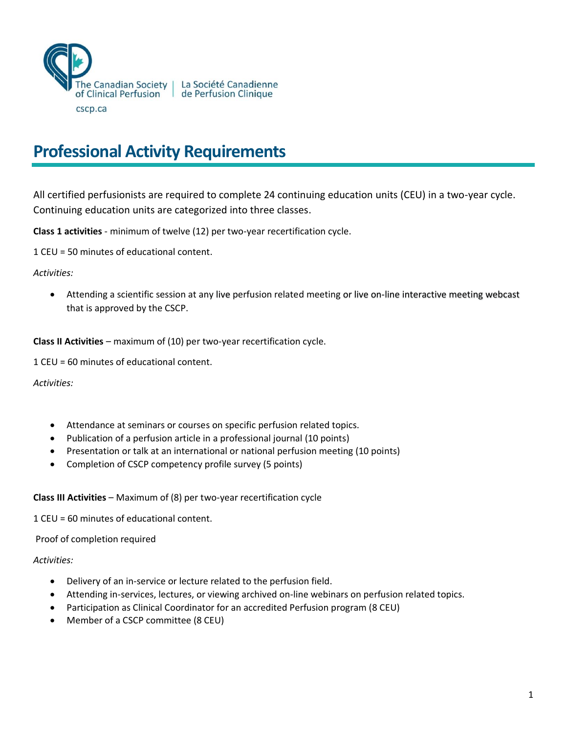The Canadian Society of Clinical Perfusion | La Société Canadienne de Perfusion Clinique

cscp.ca

# Professional Activity Requirements

All certified perfusionists are required to complete 24 continuing education units (CEU) in a two-year cycle. Continuing education units are categorized into three classes.

**Class 1 activities** - minimum of twelve (12) per two-year recertification cycle.

1 CEU = 50 minutes of educational content.

*Activities:*

- Attending a scientific session at any live perfusion related meeting or live on-line interactive meeting webcast that is approved by the CSCP.

**Class II Activities** – maximum of (10) per two-year recertification cycle.

1 CEU = 60 minutes of educational content.

*Activities:*

- Attendance at seminars or courses on specific perfusion related topics.
- Publication of a perfusion article in a professional journal (10 points)
- Presentation or talk at an international or national perfusion meeting (10 points)
- Completion of CSCP competency profile survey (5 points)

**Class III Activities** – Maximum of (8) per two-year recertification cycle

1 CEU = 60 minutes of educational content.

Proof of completion required

*Activities:*

- Delivery of an in-service or lecture related to the perfusion field.
- Attending in-services, lectures, or viewing archived on-line webinars on perfusion related topics.
- Participation as Clinical Coordinator for an accredited Perfusion program (8 CEU)
- Member of a CSCP committee (8 CEU)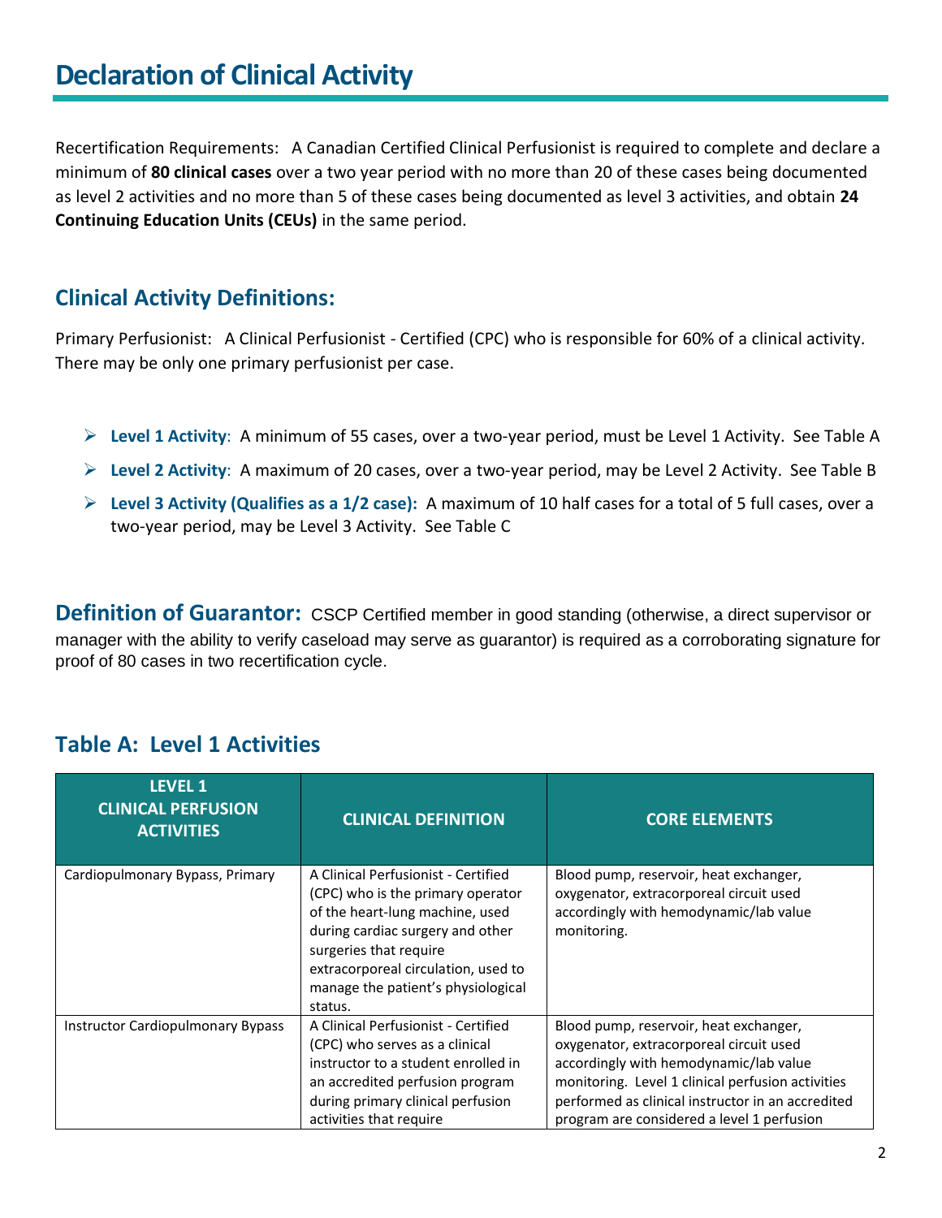# Declaration of Clinical Activity

Recertification Requirements: A Canadian Certified Clinical Perfusionist is required to complete and declare a minimum of **80 clinical cases** over a two year period with no more than 20 of these cases being documented as level 2 activities and no more than 5 of these cases being documented as level 3 activities, and obtain **24 Continuing Education Units (CEUs)** in the same period.

## Clinical Activity Definitions:

Primary Perfusionist: A Clinical Perfusionist - Certified (CPC) who is responsible for 60% of a clinical activity. There may be only one primary perfusionist per case.

- **Level 1 Activity**: A minimum of 55 cases, over a two-year period, must be Level 1 Activity. See Table A
- **Level 2 Activity**: A maximum of 20 cases, over a two-year period, may be Level 2 Activity. See Table B
- **Level 3 Activity (Qualifies as a 1/2 case):** A maximum of 10 half cases for a total of 5 full cases, over a two-year period, may be Level 3 Activity. See Table C

**Definition of Guarantor:** CSCP Certified member in good standing (otherwise, a direct supervisor or manager with the ability to verify caseload may serve as guarantor) is required as a corroborating signature for proof of 80 cases in two recertification cycle.

## Table A: Level 1 Activities

| LEVEL 1 CLINICAL PERFUSION ACTIVITIES | CLINICAL DEFINITION | CORE ELEMENTS |
|---|---|---|
| Cardiopulmonary Bypass, Primary | A Clinical Perfusionist - Certified (CPC) who is the primary operator of the heart-lung machine, used during cardiac surgery and other surgeries that require extracorporeal circulation, used to manage the patient's physiological status. | Blood pump, reservoir, heat exchanger, oxygenator, extracorporeal circuit used accordingly with hemodynamic/lab value monitoring. |
| Instructor Cardiopulmonary Bypass | A Clinical Perfusionist - Certified (CPC) who serves as a clinical instructor to a student enrolled in an accredited perfusion program during primary clinical perfusion activities that require | Blood pump, reservoir, heat exchanger, oxygenator, extracorporeal circuit used accordingly with hemodynamic/lab value monitoring. Level 1 clinical perfusion activities performed as clinical instructor in an accredited program are considered a level 1 perfusion |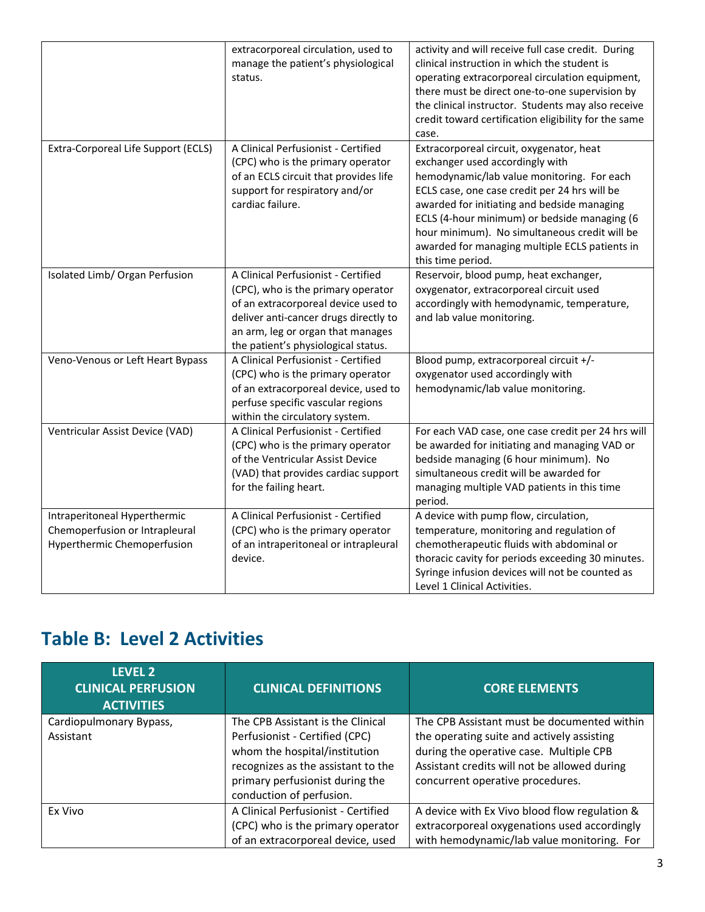| | | |
|---|---|---|
| | extracorporeal circulation, used to manage the patient's physiological status. | activity and will receive full case credit. During clinical instruction in which the student is operating extracorporeal circulation equipment, there must be direct one-to-one supervision by the clinical instructor. Students may also receive credit toward certification eligibility for the same case. |
| Extra-Corporeal Life Support (ECLS) | A Clinical Perfusionist - Certified (CPC) who is the primary operator of an ECLS circuit that provides life support for respiratory and/or cardiac failure. | Extracorporeal circuit, oxygenator, heat exchanger used accordingly with hemodynamic/lab value monitoring. For each ECLS case, one case credit per 24 hrs will be awarded for initiating and bedside managing ECLS (4-hour minimum) or bedside managing (6 hour minimum). No simultaneous credit will be awarded for managing multiple ECLS patients in this time period. |
| Isolated Limb/ Organ Perfusion | A Clinical Perfusionist - Certified (CPC), who is the primary operator of an extracorporeal device used to deliver anti-cancer drugs directly to an arm, leg or organ that manages the patient's physiological status. | Reservoir, blood pump, heat exchanger, oxygenator, extracorporeal circuit used accordingly with hemodynamic, temperature, and lab value monitoring. |
| Veno-Venous or Left Heart Bypass | A Clinical Perfusionist - Certified (CPC) who is the primary operator of an extracorporeal device, used to perfuse specific vascular regions within the circulatory system. | Blood pump, extracorporeal circuit +/- oxygenator used accordingly with hemodynamic/lab value monitoring. |
| Ventricular Assist Device (VAD) | A Clinical Perfusionist - Certified (CPC) who is the primary operator of the Ventricular Assist Device (VAD) that provides cardiac support for the failing heart. | For each VAD case, one case credit per 24 hrs will be awarded for initiating and managing VAD or bedside managing (6 hour minimum). No simultaneous credit will be awarded for managing multiple VAD patients in this time period. |
| Intraperitoneal Hyperthermic Chemoperfusion or Intrapleural Hyperthermic Chemoperfusion | A Clinical Perfusionist - Certified (CPC) who is the primary operator of an intraperitoneal or intrapleural device. | A device with pump flow, circulation, temperature, monitoring and regulation of chemotherapeutic fluids with abdominal or thoracic cavity for periods exceeding 30 minutes. Syringe infusion devices will not be counted as Level 1 Clinical Activities. |

## Table B: Level 2 Activities

| LEVEL 2 CLINICAL PERFUSION ACTIVITIES | CLINICAL DEFINITIONS | CORE ELEMENTS |
|---|---|---|
| Cardiopulmonary Bypass, Assistant | The CPB Assistant is the Clinical Perfusionist - Certified (CPC) whom the hospital/institution recognizes as the assistant to the primary perfusionist during the conduction of perfusion. | The CPB Assistant must be documented within the operating suite and actively assisting during the operative case. Multiple CPB Assistant credits will not be allowed during concurrent operative procedures. |
| Ex Vivo | A Clinical Perfusionist - Certified (CPC) who is the primary operator of an extracorporeal device, used | A device with Ex Vivo blood flow regulation & extracorporeal oxygenations used accordingly with hemodynamic/lab value monitoring. For |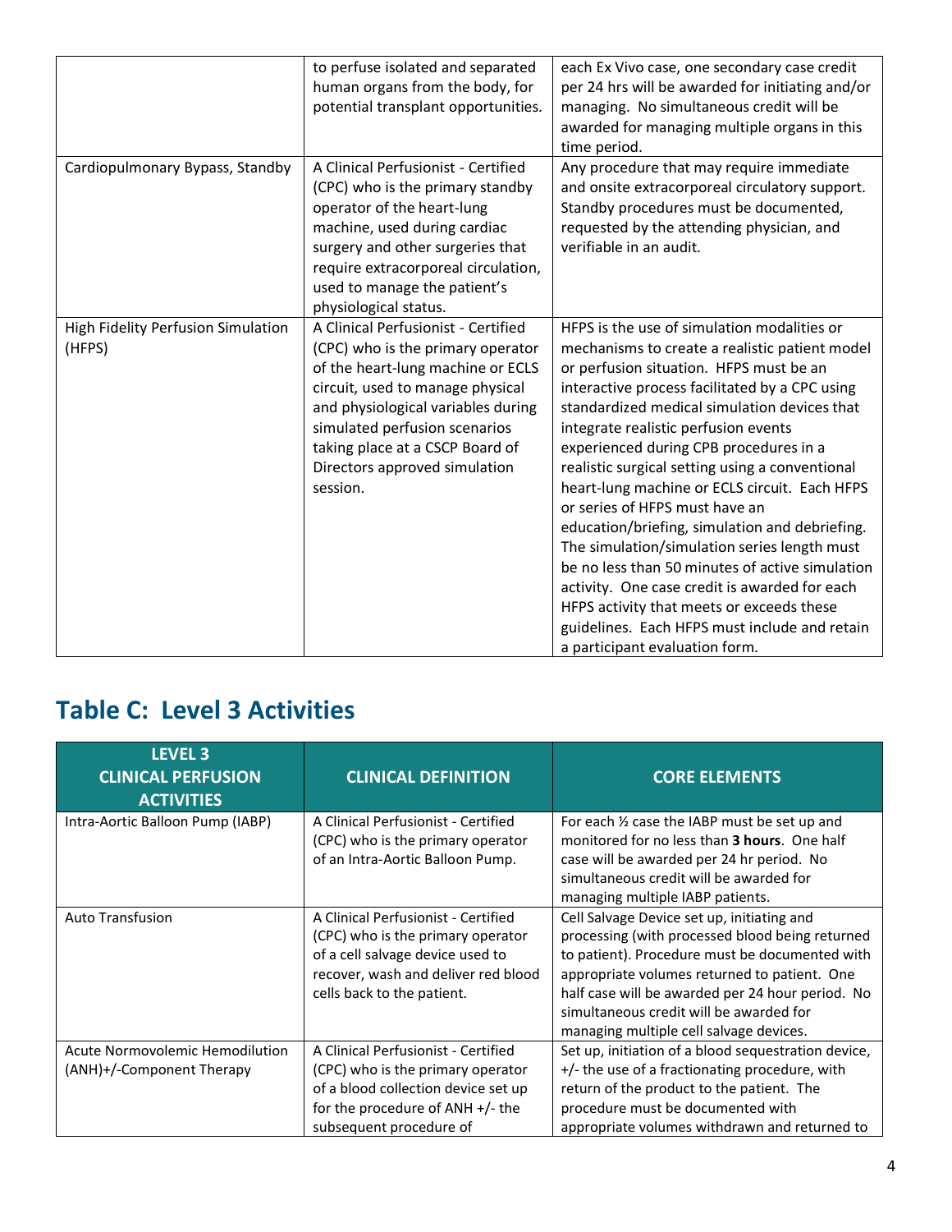| | | |
|---|---|---|
| | to perfuse isolated and separated human organs from the body, for potential transplant opportunities. | each Ex Vivo case, one secondary case credit per 24 hrs will be awarded for initiating and/or managing. No simultaneous credit will be awarded for managing multiple organs in this time period. |
| Cardiopulmonary Bypass, Standby | A Clinical Perfusionist - Certified (CPC) who is the primary standby operator of the heart-lung machine, used during cardiac surgery and other surgeries that require extracorporeal circulation, used to manage the patient's physiological status. | Any procedure that may require immediate and onsite extracorporeal circulatory support. Standby procedures must be documented, requested by the attending physician, and verifiable in an audit. |
| High Fidelity Perfusion Simulation (HFPS) | A Clinical Perfusionist - Certified (CPC) who is the primary operator of the heart-lung machine or ECLS circuit, used to manage physical and physiological variables during simulated perfusion scenarios taking place at a CSCP Board of Directors approved simulation session. | HFPS is the use of simulation modalities or mechanisms to create a realistic patient model or perfusion situation. HFPS must be an interactive process facilitated by a CPC using standardized medical simulation devices that integrate realistic perfusion events experienced during CPB procedures in a realistic surgical setting using a conventional heart-lung machine or ECLS circuit. Each HFPS or series of HFPS must have an education/briefing, simulation and debriefing. The simulation/simulation series length must be no less than 50 minutes of active simulation activity. One case credit is awarded for each HFPS activity that meets or exceeds these guidelines. Each HFPS must include and retain a participant evaluation form. |

## Table C: Level 3 Activities

| LEVEL 3 CLINICAL PERFUSION ACTIVITIES | CLINICAL DEFINITION | CORE ELEMENTS |
|---|---|---|
| Intra-Aortic Balloon Pump (IABP) | A Clinical Perfusionist - Certified (CPC) who is the primary operator of an Intra-Aortic Balloon Pump. | For each ½ case the IABP must be set up and monitored for no less than **3 hours**. One half case will be awarded per 24 hr period. No simultaneous credit will be awarded for managing multiple IABP patients. |
| Auto Transfusion | A Clinical Perfusionist - Certified (CPC) who is the primary operator of a cell salvage device used to recover, wash and deliver red blood cells back to the patient. | Cell Salvage Device set up, initiating and processing (with processed blood being returned to patient). Procedure must be documented with appropriate volumes returned to patient. One half case will be awarded per 24 hour period. No simultaneous credit will be awarded for managing multiple cell salvage devices. |
| Acute Normovolemic Hemodilution (ANH)+/-Component Therapy | A Clinical Perfusionist - Certified (CPC) who is the primary operator of a blood collection device set up for the procedure of ANH +/- the subsequent procedure of | Set up, initiation of a blood sequestration device, +/- the use of a fractionating procedure, with return of the product to the patient. The procedure must be documented with appropriate volumes withdrawn and returned to |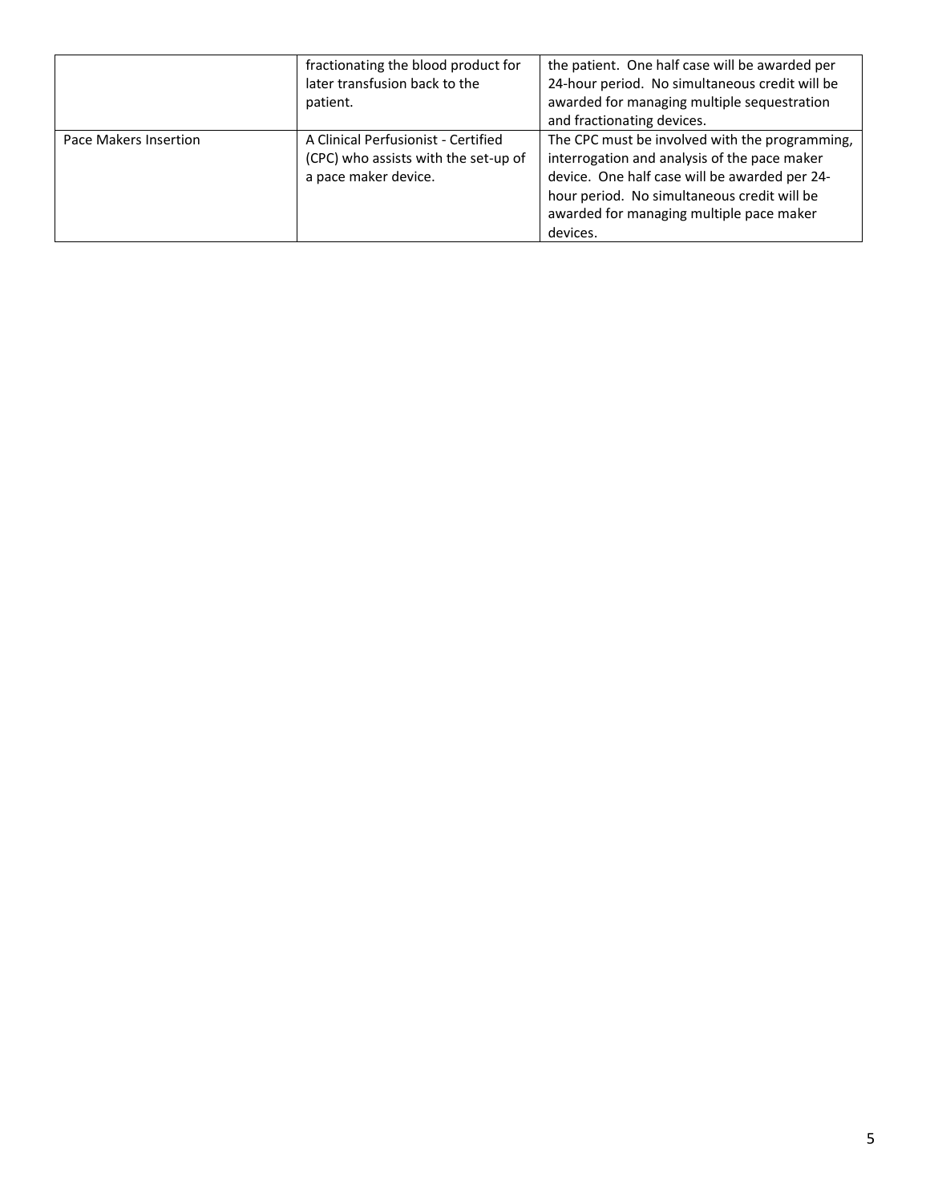| | | |
|---|---|---|
| | fractionating the blood product for later transfusion back to the patient. | the patient. One half case will be awarded per 24-hour period. No simultaneous credit will be awarded for managing multiple sequestration and fractionating devices. |
| Pace Makers Insertion | A Clinical Perfusionist - Certified (CPC) who assists with the set-up of a pace maker device. | The CPC must be involved with the programming, interrogation and analysis of the pace maker device. One half case will be awarded per 24-hour period. No simultaneous credit will be awarded for managing multiple pace maker devices. |